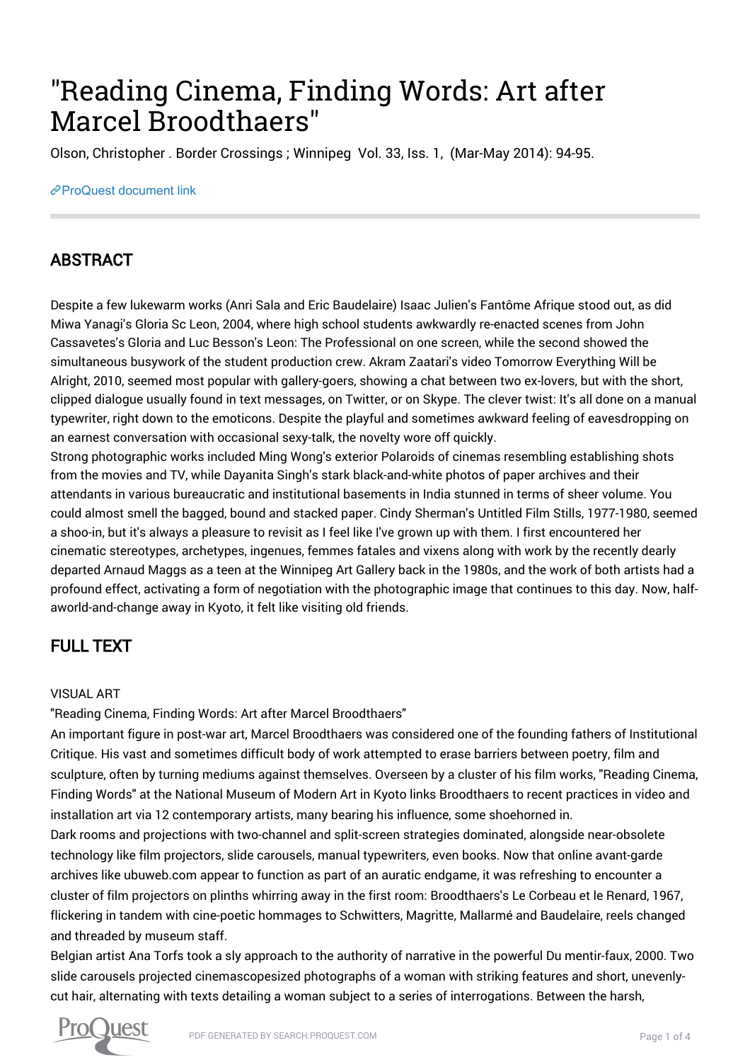# "Reading Cinema, Finding Words: Art after Marcel Broodthaers"

Olson, Christopher . Border Crossings ; Winnipeg Vol. 33, Iss. 1, (Mar-May 2014): 94-95.

ProQuest document link

## ABSTRACT

Despite a few lukewarm works (Anri Sala and Eric Baudelaire) Isaac Julien's Fantôme Afrique stood out, as did Miwa Yanagi's Gloria Sc Leon, 2004, where high school students awkwardly re-enacted scenes from John Cassavetes's Gloria and Luc Besson's Leon: The Professional on one screen, while the second showed the simultaneous busywork of the student production crew. Akram Zaatari's video Tomorrow Everything Will be Alright, 2010, seemed most popular with gallery-goers, showing a chat between two ex-lovers, but with the short, clipped dialogue usually found in text messages, on Twitter, or on Skype. The clever twist: It's all done on a manual typewriter, right down to the emoticons. Despite the playful and sometimes awkward feeling of eavesdropping on an earnest conversation with occasional sexy-talk, the novelty wore off quickly.

Strong photographic works included Ming Wong's exterior Polaroids of cinemas resembling establishing shots from the movies and TV, while Dayanita Singh's stark black-and-white photos of paper archives and their attendants in various bureaucratic and institutional basements in India stunned in terms of sheer volume. You could almost smell the bagged, bound and stacked paper. Cindy Sherman's Untitled Film Stills, 1977-1980, seemed a shoo-in, but it's always a pleasure to revisit as I feel like I've grown up with them. I first encountered her cinematic stereotypes, archetypes, ingenues, femmes fatales and vixens along with work by the recently dearly departed Arnaud Maggs as a teen at the Winnipeg Art Gallery back in the 1980s, and the work of both artists had a profound effect, activating a form of negotiation with the photographic image that continues to this day. Now, half-aworld-and-change away in Kyoto, it felt like visiting old friends.

## FULL TEXT

VISUAL ART

"Reading Cinema, Finding Words: Art after Marcel Broodthaers"

An important figure in post-war art, Marcel Broodthaers was considered one of the founding fathers of Institutional Critique. His vast and sometimes difficult body of work attempted to erase barriers between poetry, film and sculpture, often by turning mediums against themselves. Overseen by a cluster of his film works, "Reading Cinema, Finding Words" at the National Museum of Modern Art in Kyoto links Broodthaers to recent practices in video and installation art via 12 contemporary artists, many bearing his influence, some shoehorned in.

Dark rooms and projections with two-channel and split-screen strategies dominated, alongside near-obsolete technology like film projectors, slide carousels, manual typewriters, even books. Now that online avant-garde archives like ubuweb.com appear to function as part of an auratic endgame, it was refreshing to encounter a cluster of film projectors on plinths whirring away in the first room: Broodthaers's Le Corbeau et le Renard, 1967, flickering in tandem with cine-poetic hommages to Schwitters, Magritte, Mallarmé and Baudelaire, reels changed and threaded by museum staff.

Belgian artist Ana Torfs took a sly approach to the authority of narrative in the powerful Du mentir-faux, 2000. Two slide carousels projected cinemascopesized photographs of a woman with striking features and short, unevenly-cut hair, alternating with texts detailing a woman subject to a series of interrogations. Between the harsh,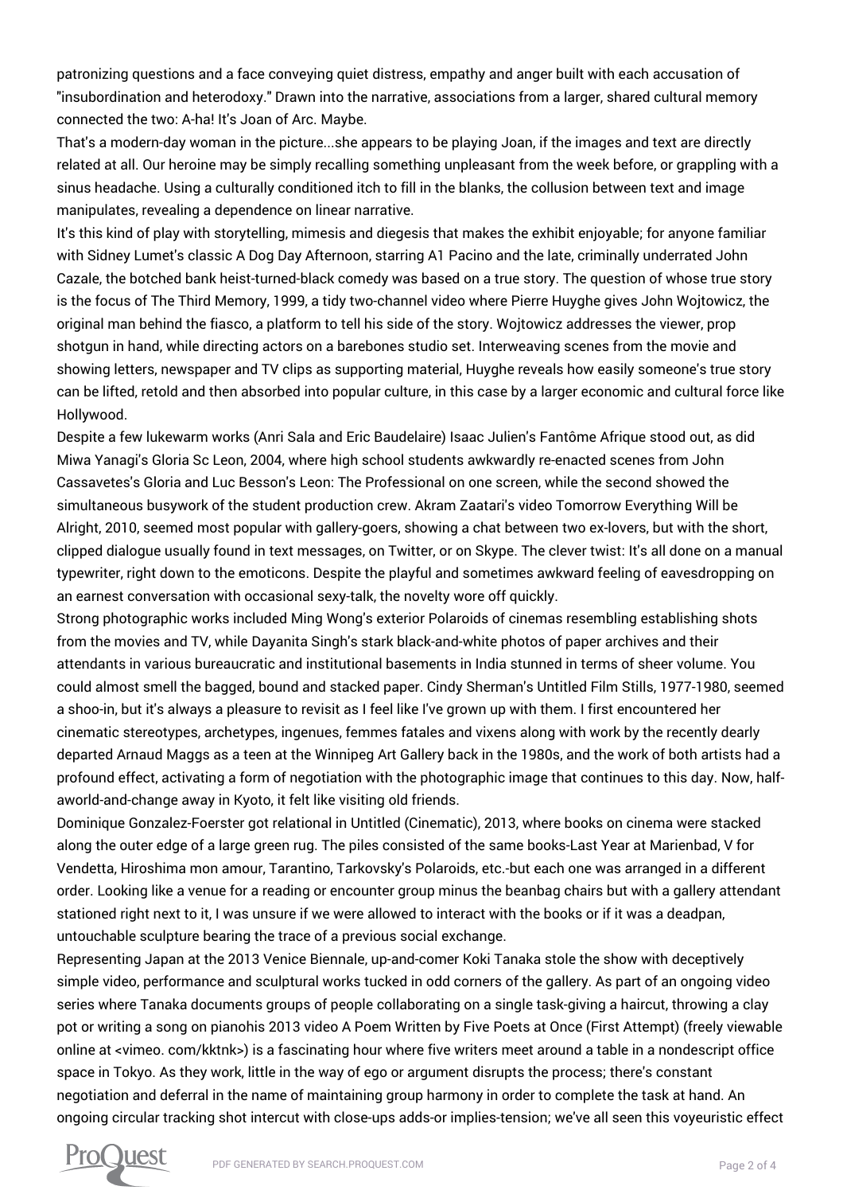patronizing questions and a face conveying quiet distress, empathy and anger built with each accusation of "insubordination and heterodoxy." Drawn into the narrative, associations from a larger, shared cultural memory connected the two: A-ha! It's Joan of Arc. Maybe.

That's a modern-day woman in the picture...she appears to be playing Joan, if the images and text are directly related at all. Our heroine may be simply recalling something unpleasant from the week before, or grappling with a sinus headache. Using a culturally conditioned itch to fill in the blanks, the collusion between text and image manipulates, revealing a dependence on linear narrative.

It's this kind of play with storytelling, mimesis and diegesis that makes the exhibit enjoyable; for anyone familiar with Sidney Lumet's classic A Dog Day Afternoon, starring A1 Pacino and the late, criminally underrated John Cazale, the botched bank heist-turned-black comedy was based on a true story. The question of whose true story is the focus of The Third Memory, 1999, a tidy two-channel video where Pierre Huyghe gives John Wojtowicz, the original man behind the fiasco, a platform to tell his side of the story. Wojtowicz addresses the viewer, prop shotgun in hand, while directing actors on a barebones studio set. Interweaving scenes from the movie and showing letters, newspaper and TV clips as supporting material, Huyghe reveals how easily someone's true story can be lifted, retold and then absorbed into popular culture, in this case by a larger economic and cultural force like Hollywood.

Despite a few lukewarm works (Anri Sala and Eric Baudelaire) Isaac Julien's Fantôme Afrique stood out, as did Miwa Yanagi's Gloria Sc Leon, 2004, where high school students awkwardly re-enacted scenes from John Cassavetes's Gloria and Luc Besson's Leon: The Professional on one screen, while the second showed the simultaneous busywork of the student production crew. Akram Zaatari's video Tomorrow Everything Will be Alright, 2010, seemed most popular with gallery-goers, showing a chat between two ex-lovers, but with the short, clipped dialogue usually found in text messages, on Twitter, or on Skype. The clever twist: It's all done on a manual typewriter, right down to the emoticons. Despite the playful and sometimes awkward feeling of eavesdropping on an earnest conversation with occasional sexy-talk, the novelty wore off quickly.

Strong photographic works included Ming Wong's exterior Polaroids of cinemas resembling establishing shots from the movies and TV, while Dayanita Singh's stark black-and-white photos of paper archives and their attendants in various bureaucratic and institutional basements in India stunned in terms of sheer volume. You could almost smell the bagged, bound and stacked paper. Cindy Sherman's Untitled Film Stills, 1977-1980, seemed a shoo-in, but it's always a pleasure to revisit as I feel like I've grown up with them. I first encountered her cinematic stereotypes, archetypes, ingenues, femmes fatales and vixens along with work by the recently dearly departed Arnaud Maggs as a teen at the Winnipeg Art Gallery back in the 1980s, and the work of both artists had a profound effect, activating a form of negotiation with the photographic image that continues to this day. Now, half-aworld-and-change away in Kyoto, it felt like visiting old friends.

Dominique Gonzalez-Foerster got relational in Untitled (Cinematic), 2013, where books on cinema were stacked along the outer edge of a large green rug. The piles consisted of the same books-Last Year at Marienbad, V for Vendetta, Hiroshima mon amour, Tarantino, Tarkovsky's Polaroids, etc.-but each one was arranged in a different order. Looking like a venue for a reading or encounter group minus the beanbag chairs but with a gallery attendant stationed right next to it, I was unsure if we were allowed to interact with the books or if it was a deadpan, untouchable sculpture bearing the trace of a previous social exchange.

Representing Japan at the 2013 Venice Biennale, up-and-comer Koki Tanaka stole the show with deceptively simple video, performance and sculptural works tucked in odd corners of the gallery. As part of an ongoing video series where Tanaka documents groups of people collaborating on a single task-giving a haircut, throwing a clay pot or writing a song on pianohis 2013 video A Poem Written by Five Poets at Once (First Attempt) (freely viewable online at <vimeo. com/kktnk>) is a fascinating hour where five writers meet around a table in a nondescript office space in Tokyo. As they work, little in the way of ego or argument disrupts the process; there's constant negotiation and deferral in the name of maintaining group harmony in order to complete the task at hand. An ongoing circular tracking shot intercut with close-ups adds-or implies-tension; we've all seen this voyeuristic effect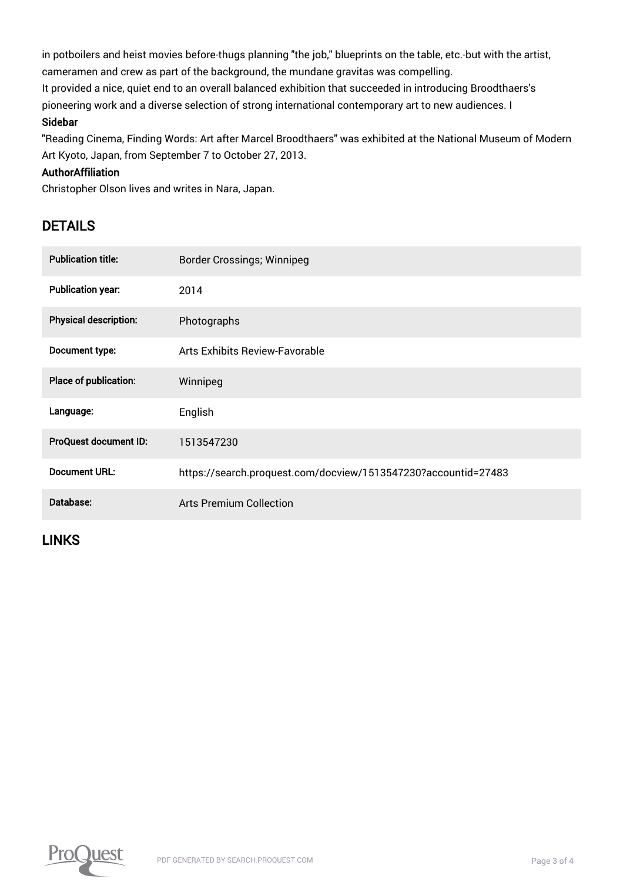in potboilers and heist movies before-thugs planning "the job," blueprints on the table, etc.-but with the artist, cameramen and crew as part of the background, the mundane gravitas was compelling.

It provided a nice, quiet end to an overall balanced exhibition that succeeded in introducing Broodthaers's pioneering work and a diverse selection of strong international contemporary art to new audiences. I

**Sidebar**

"Reading Cinema, Finding Words: Art after Marcel Broodthaers" was exhibited at the National Museum of Modern Art Kyoto, Japan, from September 7 to October 27, 2013.

**AuthorAffiliation**

Christopher Olson lives and writes in Nara, Japan.

## DETAILS

| | |
|---|---|
| **Publication title:** | Border Crossings; Winnipeg |
| **Publication year:** | 2014 |
| **Physical description:** | Photographs |
| **Document type:** | Arts Exhibits Review-Favorable |
| **Place of publication:** | Winnipeg |
| **Language:** | English |
| **ProQuest document ID:** | 1513547230 |
| **Document URL:** | https://search.proquest.com/docview/1513547230?accountid=27483 |
| **Database:** | Arts Premium Collection |

## LINKS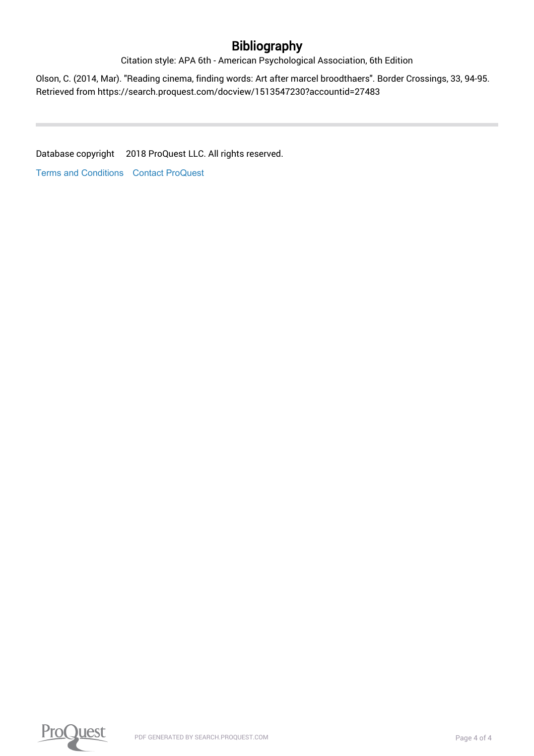# Bibliography

Citation style: APA 6th - American Psychological Association, 6th Edition

Olson, C. (2014, Mar). "Reading cinema, finding words: Art after marcel broodthaers". Border Crossings, 33, 94-95. Retrieved from https://search.proquest.com/docview/1513547230?accountid=27483

---

Database copyright   2018 ProQuest LLC. All rights reserved.

Terms and Conditions   Contact ProQuest